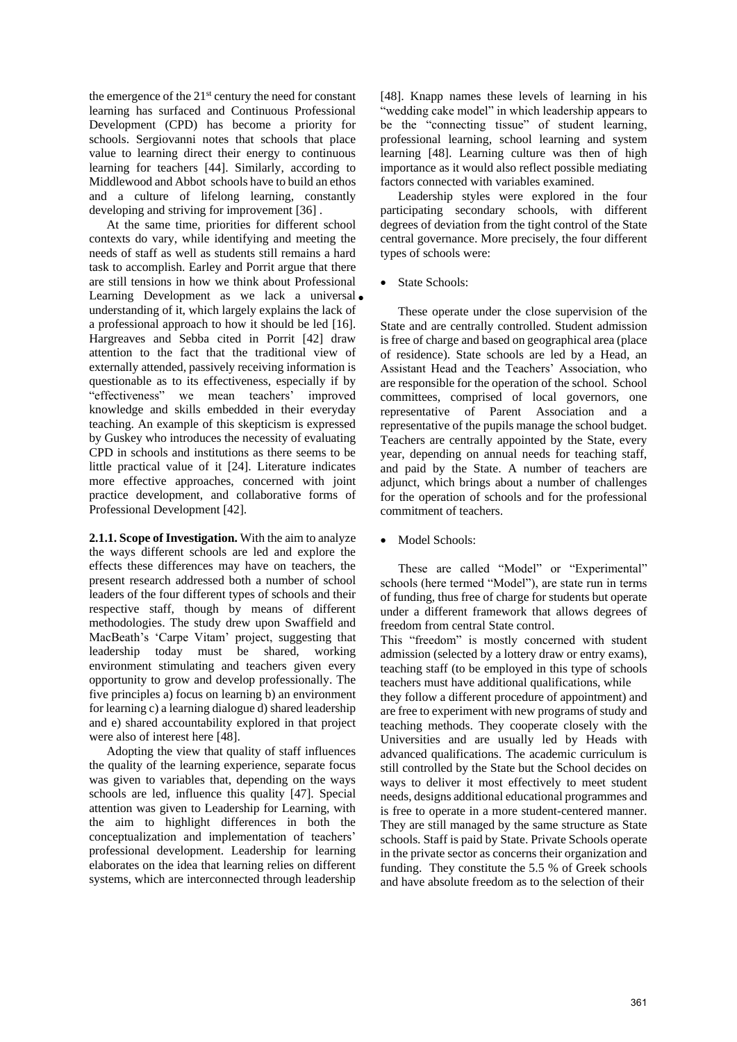the emergence of the 21st century the need for constant learning has surfaced and Continuous Professional Development (CPD) has become a priority for schools. Sergiovanni notes that schools that place value to learning direct their energy to continuous learning for teachers [44]. Similarly, according to Middlewood and Abbot schools have to build an ethos and a culture of lifelong learning, constantly developing and striving for improvement [36] .

At the same time, priorities for different school contexts do vary, while identifying and meeting the needs of staff as well as students still remains a hard task to accomplish. Earley and Porrit argue that there are still tensions in how we think about Professional Learning Development as we lack a universal understanding of it, which largely explains the lack of a professional approach to how it should be led [16]. Hargreaves and Sebba cited in Porrit [42] draw attention to the fact that the traditional view of externally attended, passively receiving information is questionable as to its effectiveness, especially if by "effectiveness" we mean teachers' improved knowledge and skills embedded in their everyday teaching. An example of this skepticism is expressed by Guskey who introduces the necessity of evaluating CPD in schools and institutions as there seems to be little practical value of it [24]. Literature indicates more effective approaches, concerned with joint practice development, and collaborative forms of Professional Development [42].

**2.1.1. Scope of Investigation.** With the aim to analyze the ways different schools are led and explore the effects these differences may have on teachers, the present research addressed both a number of school leaders of the four different types of schools and their respective staff, though by means of different methodologies. The study drew upon Swaffield and MacBeath's 'Carpe Vitam' project, suggesting that leadership today must be shared, working environment stimulating and teachers given every opportunity to grow and develop professionally. The five principles a) focus on learning b) an environment for learning c) a learning dialogue d) shared leadership and e) shared accountability explored in that project were also of interest here [48].

Adopting the view that quality of staff influences the quality of the learning experience, separate focus was given to variables that, depending on the ways schools are led, influence this quality [47]. Special attention was given to Leadership for Learning, with the aim to highlight differences in both the conceptualization and implementation of teachers' professional development. Leadership for learning elaborates on the idea that learning relies on different systems, which are interconnected through leadership [48]. Knapp names these levels of learning in his "wedding cake model" in which leadership appears to be the "connecting tissue" of student learning, professional learning, school learning and system learning [48]. Learning culture was then of high importance as it would also reflect possible mediating factors connected with variables examined.

Leadership styles were explored in the four participating secondary schools, with different degrees of deviation from the tight control of the State central governance. More precisely, the four different types of schools were:

- State Schools:

These operate under the close supervision of the State and are centrally controlled. Student admission is free of charge and based on geographical area (place of residence). State schools are led by a Head, an Assistant Head and the Teachers' Association, who are responsible for the operation of the school. School committees, comprised of local governors, one representative of Parent Association and a representative of the pupils manage the school budget. Teachers are centrally appointed by the State, every year, depending on annual needs for teaching staff, and paid by the State. A number of teachers are adjunct, which brings about a number of challenges for the operation of schools and for the professional commitment of teachers.

- Model Schools:

These are called "Model" or "Experimental" schools (here termed "Model"), are state run in terms of funding, thus free of charge for students but operate under a different framework that allows degrees of freedom from central State control.

This "freedom" is mostly concerned with student admission (selected by a lottery draw or entry exams), teaching staff (to be employed in this type of schools teachers must have additional qualifications, while they follow a different procedure of appointment) and are free to experiment with new programs of study and teaching methods. They cooperate closely with the Universities and are usually led by Heads with advanced qualifications. The academic curriculum is still controlled by the State but the School decides on ways to deliver it most effectively to meet student needs, designs additional educational programmes and is free to operate in a more student-centered manner. They are still managed by the same structure as State schools. Staff is paid by State. Private Schools operate in the private sector as concerns their organization and funding. They constitute the 5.5 % of Greek schools and have absolute freedom as to the selection of their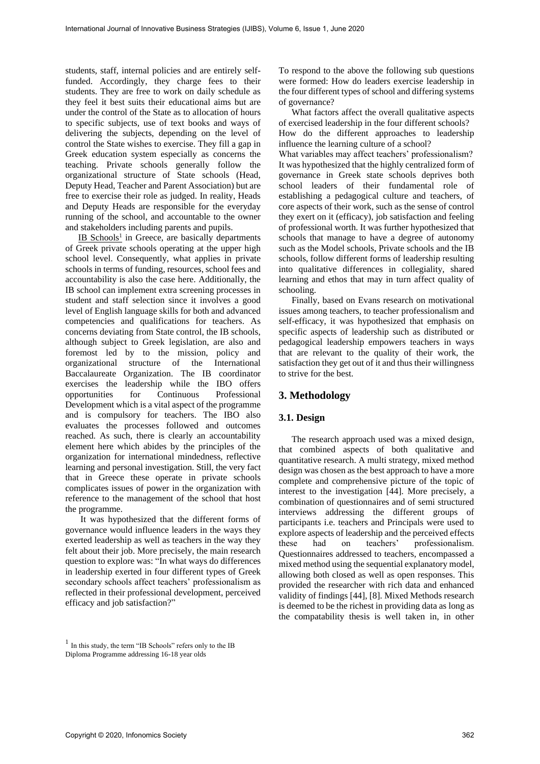students, staff, internal policies and are entirely self-funded. Accordingly, they charge fees to their students. They are free to work on daily schedule as they feel it best suits their educational aims but are under the control of the State as to allocation of hours to specific subjects, use of text books and ways of delivering the subjects, depending on the level of control the State wishes to exercise. They fill a gap in Greek education system especially as concerns the teaching. Private schools generally follow the organizational structure of State schools (Head, Deputy Head, Teacher and Parent Association) but are free to exercise their role as judged. In reality, Heads and Deputy Heads are responsible for the everyday running of the school, and accountable to the owner and stakeholders including parents and pupils.

IB Schools[1] in Greece, are basically departments of Greek private schools operating at the upper high school level. Consequently, what applies in private schools in terms of funding, resources, school fees and accountability is also the case here. Additionally, the IB school can implement extra screening processes in student and staff selection since it involves a good level of English language skills for both and advanced competencies and qualifications for teachers. As concerns deviating from State control, the IB schools, although subject to Greek legislation, are also and foremost led by to the mission, policy and organizational structure of the International Baccalaureate Organization. The IB coordinator exercises the leadership while the IBO offers opportunities for Continuous Professional Development which is a vital aspect of the programme and is compulsory for teachers. The IBO also evaluates the processes followed and outcomes reached. As such, there is clearly an accountability element here which abides by the principles of the organization for international mindedness, reflective learning and personal investigation. Still, the very fact that in Greece these operate in private schools complicates issues of power in the organization with reference to the management of the school that host the programme.

It was hypothesized that the different forms of governance would influence leaders in the ways they exerted leadership as well as teachers in the way they felt about their job. More precisely, the main research question to explore was: "In what ways do differences in leadership exerted in four different types of Greek secondary schools affect teachers' professionalism as reflected in their professional development, perceived efficacy and job satisfaction?"

To respond to the above the following sub questions were formed: How do leaders exercise leadership in the four different types of school and differing systems of governance?

What factors affect the overall qualitative aspects of exercised leadership in the four different schools?

How do the different approaches to leadership influence the learning culture of a school?

What variables may affect teachers' professionalism? It was hypothesized that the highly centralized form of governance in Greek state schools deprives both school leaders of their fundamental role of establishing a pedagogical culture and teachers, of core aspects of their work, such as the sense of control they exert on it (efficacy), job satisfaction and feeling of professional worth. It was further hypothesized that schools that manage to have a degree of autonomy such as the Model schools, Private schools and the IB schools, follow different forms of leadership resulting into qualitative differences in collegiality, shared learning and ethos that may in turn affect quality of schooling.

Finally, based on Evans research on motivational issues among teachers, to teacher professionalism and self-efficacy, it was hypothesized that emphasis on specific aspects of leadership such as distributed or pedagogical leadership empowers teachers in ways that are relevant to the quality of their work, the satisfaction they get out of it and thus their willingness to strive for the best.

## 3. Methodology

### 3.1. Design

The research approach used was a mixed design, that combined aspects of both qualitative and quantitative research. A multi strategy, mixed method design was chosen as the best approach to have a more complete and comprehensive picture of the topic of interest to the investigation [44]. More precisely, a combination of questionnaires and of semi structured interviews addressing the different groups of participants i.e. teachers and Principals were used to explore aspects of leadership and the perceived effects these had on teachers' professionalism. Questionnaires addressed to teachers, encompassed a mixed method using the sequential explanatory model, allowing both closed as well as open responses. This provided the researcher with rich data and enhanced validity of findings [44], [8]. Mixed Methods research is deemed to be the richest in providing data as long as the compatability thesis is well taken in, in other

[1] In this study, the term "IB Schools" refers only to the IB Diploma Programme addressing 16-18 year olds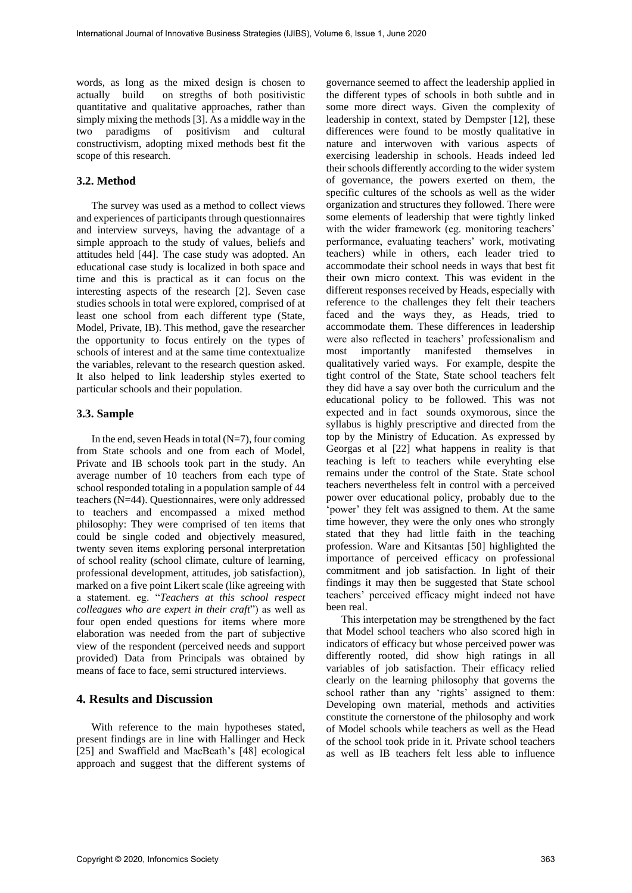words, as long as the mixed design is chosen to actually build on stregths of both positivistic quantitative and qualitative approaches, rather than simply mixing the methods [3]. As a middle way in the two paradigms of positivism and cultural constructivism, adopting mixed methods best fit the scope of this research.

### 3.2. Method

The survey was used as a method to collect views and experiences of participants through questionnaires and interview surveys, having the advantage of a simple approach to the study of values, beliefs and attitudes held [44]. The case study was adopted. An educational case study is localized in both space and time and this is practical as it can focus on the interesting aspects of the research [2]. Seven case studies schools in total were explored, comprised of at least one school from each different type (State, Model, Private, IB). This method, gave the researcher the opportunity to focus entirely on the types of schools of interest and at the same time contextualize the variables, relevant to the research question asked. It also helped to link leadership styles exerted to particular schools and their population.

### 3.3. Sample

In the end, seven Heads in total (N=7), four coming from State schools and one from each of Model, Private and IB schools took part in the study. An average number of 10 teachers from each type of school responded totaling in a population sample of 44 teachers (N=44). Questionnaires, were only addressed to teachers and encompassed a mixed method philosophy: They were comprised of ten items that could be single coded and objectively measured, twenty seven items exploring personal interpretation of school reality (school climate, culture of learning, professional development, attitudes, job satisfaction), marked on a five point Likert scale (like agreeing with a statement. eg. "*Teachers at this school respect colleagues who are expert in their craft*") as well as four open ended questions for items where more elaboration was needed from the part of subjective view of the respondent (perceived needs and support provided) Data from Principals was obtained by means of face to face, semi structured interviews.

## 4. Results and Discussion

With reference to the main hypotheses stated, present findings are in line with Hallinger and Heck [25] and Swaffield and MacBeath's [48] ecological approach and suggest that the different systems of governance seemed to affect the leadership applied in the different types of schools in both subtle and in some more direct ways. Given the complexity of leadership in context, stated by Dempster [12], these differences were found to be mostly qualitative in nature and interwoven with various aspects of exercising leadership in schools. Heads indeed led their schools differently according to the wider system of governance, the powers exerted on them, the specific cultures of the schools as well as the wider organization and structures they followed. There were some elements of leadership that were tightly linked with the wider framework (eg. monitoring teachers' performance, evaluating teachers' work, motivating teachers) while in others, each leader tried to accommodate their school needs in ways that best fit their own micro context. This was evident in the different responses received by Heads, especially with reference to the challenges they felt their teachers faced and the ways they, as Heads, tried to accommodate them. These differences in leadership were also reflected in teachers' professionalism and most importantly manifested themselves in qualitatively varied ways. For example, despite the tight control of the State, State school teachers felt they did have a say over both the curriculum and the educational policy to be followed. This was not expected and in fact sounds oxymorous, since the syllabus is highly prescriptive and directed from the top by the Ministry of Education. As expressed by Georgas et al [22] what happens in reality is that teaching is left to teachers while everyhting else remains under the control of the State. State school teachers nevertheless felt in control with a perceived power over educational policy, probably due to the 'power' they felt was assigned to them. At the same time however, they were the only ones who strongly stated that they had little faith in the teaching profession. Ware and Kitsantas [50] highlighted the importance of perceived efficacy on professional commitment and job satisfaction. In light of their findings it may then be suggested that State school teachers' perceived efficacy might indeed not have been real.

This interpetation may be strengthened by the fact that Model school teachers who also scored high in indicators of efficacy but whose perceived power was differently rooted, did show high ratings in all variables of job satisfaction. Their efficacy relied clearly on the learning philosophy that governs the school rather than any 'rights' assigned to them: Developing own material, methods and activities constitute the cornerstone of the philosophy and work of Model schools while teachers as well as the Head of the school took pride in it. Private school teachers as well as IB teachers felt less able to influence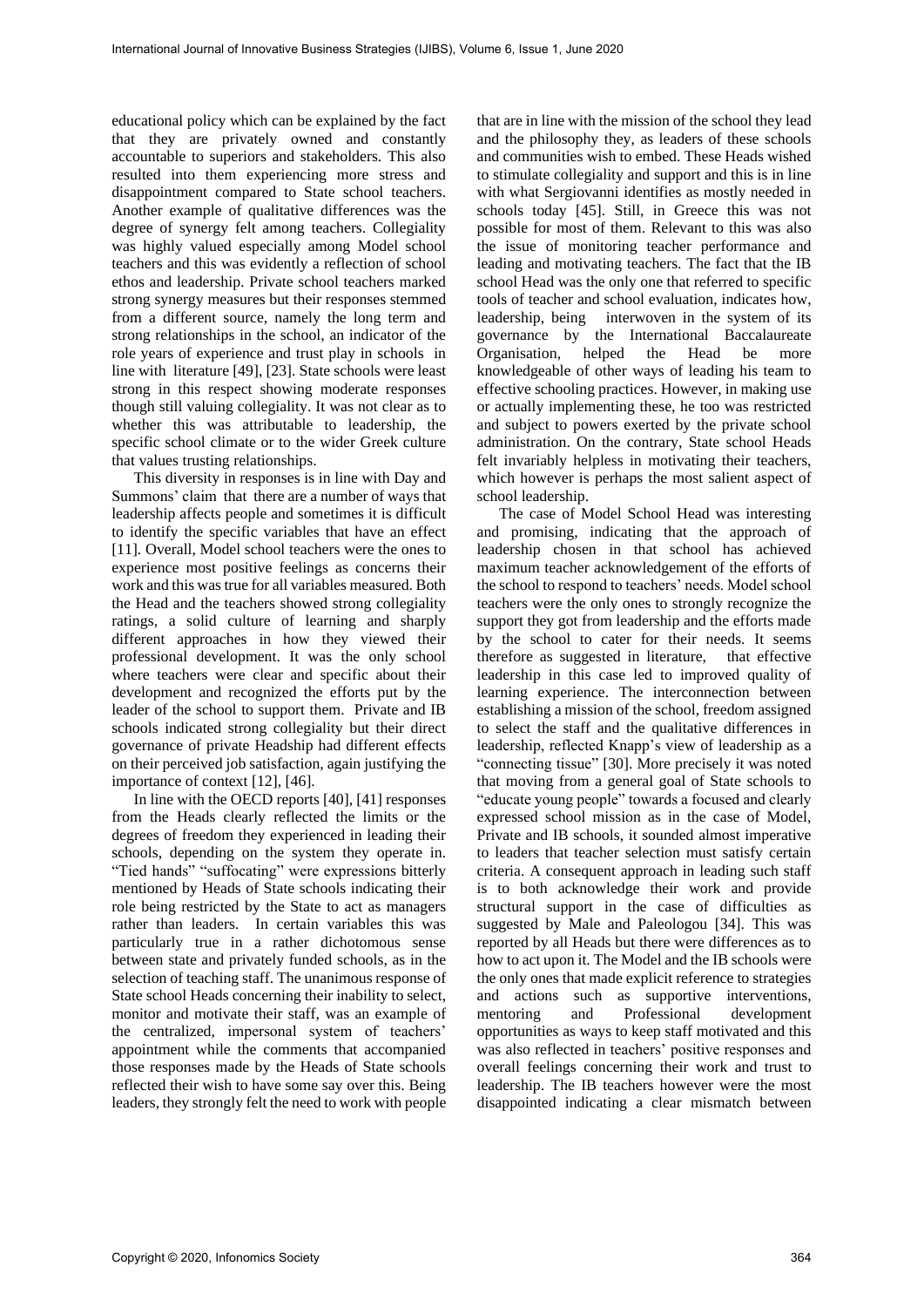educational policy which can be explained by the fact that they are privately owned and constantly accountable to superiors and stakeholders. This also resulted into them experiencing more stress and disappointment compared to State school teachers. Another example of qualitative differences was the degree of synergy felt among teachers. Collegiality was highly valued especially among Model school teachers and this was evidently a reflection of school ethos and leadership. Private school teachers marked strong synergy measures but their responses stemmed from a different source, namely the long term and strong relationships in the school, an indicator of the role years of experience and trust play in schools in line with literature [49], [23]. State schools were least strong in this respect showing moderate responses though still valuing collegiality. It was not clear as to whether this was attributable to leadership, the specific school climate or to the wider Greek culture that values trusting relationships.

This diversity in responses is in line with Day and Summons' claim that there are a number of ways that leadership affects people and sometimes it is difficult to identify the specific variables that have an effect [11]. Overall, Model school teachers were the ones to experience most positive feelings as concerns their work and this was true for all variables measured. Both the Head and the teachers showed strong collegiality ratings, a solid culture of learning and sharply different approaches in how they viewed their professional development. It was the only school where teachers were clear and specific about their development and recognized the efforts put by the leader of the school to support them. Private and IB schools indicated strong collegiality but their direct governance of private Headship had different effects on their perceived job satisfaction, again justifying the importance of context [12], [46].

In line with the OECD reports [40], [41] responses from the Heads clearly reflected the limits or the degrees of freedom they experienced in leading their schools, depending on the system they operate in. "Tied hands" "suffocating" were expressions bitterly mentioned by Heads of State schools indicating their role being restricted by the State to act as managers rather than leaders. In certain variables this was particularly true in a rather dichotomous sense between state and privately funded schools, as in the selection of teaching staff. The unanimous response of State school Heads concerning their inability to select, monitor and motivate their staff, was an example of the centralized, impersonal system of teachers' appointment while the comments that accompanied those responses made by the Heads of State schools reflected their wish to have some say over this. Being leaders, they strongly felt the need to work with people that are in line with the mission of the school they lead and the philosophy they, as leaders of these schools and communities wish to embed. These Heads wished to stimulate collegiality and support and this is in line with what Sergiovanni identifies as mostly needed in schools today [45]. Still, in Greece this was not possible for most of them. Relevant to this was also the issue of monitoring teacher performance and leading and motivating teachers. The fact that the IB school Head was the only one that referred to specific tools of teacher and school evaluation, indicates how, leadership, being interwoven in the system of its governance by the International Baccalaureate Organisation, helped the Head be more knowledgeable of other ways of leading his team to effective schooling practices. However, in making use or actually implementing these, he too was restricted and subject to powers exerted by the private school administration. On the contrary, State school Heads felt invariably helpless in motivating their teachers, which however is perhaps the most salient aspect of school leadership.

The case of Model School Head was interesting and promising, indicating that the approach of leadership chosen in that school has achieved maximum teacher acknowledgement of the efforts of the school to respond to teachers' needs. Model school teachers were the only ones to strongly recognize the support they got from leadership and the efforts made by the school to cater for their needs. It seems therefore as suggested in literature, that effective leadership in this case led to improved quality of learning experience. The interconnection between establishing a mission of the school, freedom assigned to select the staff and the qualitative differences in leadership, reflected Knapp's view of leadership as a "connecting tissue" [30]. More precisely it was noted that moving from a general goal of State schools to "educate young people" towards a focused and clearly expressed school mission as in the case of Model, Private and IB schools, it sounded almost imperative to leaders that teacher selection must satisfy certain criteria. A consequent approach in leading such staff is to both acknowledge their work and provide structural support in the case of difficulties as suggested by Male and Paleologou [34]. This was reported by all Heads but there were differences as to how to act upon it. The Model and the IB schools were the only ones that made explicit reference to strategies and actions such as supportive interventions, mentoring and Professional development opportunities as ways to keep staff motivated and this was also reflected in teachers' positive responses and overall feelings concerning their work and trust to leadership. The IB teachers however were the most disappointed indicating a clear mismatch between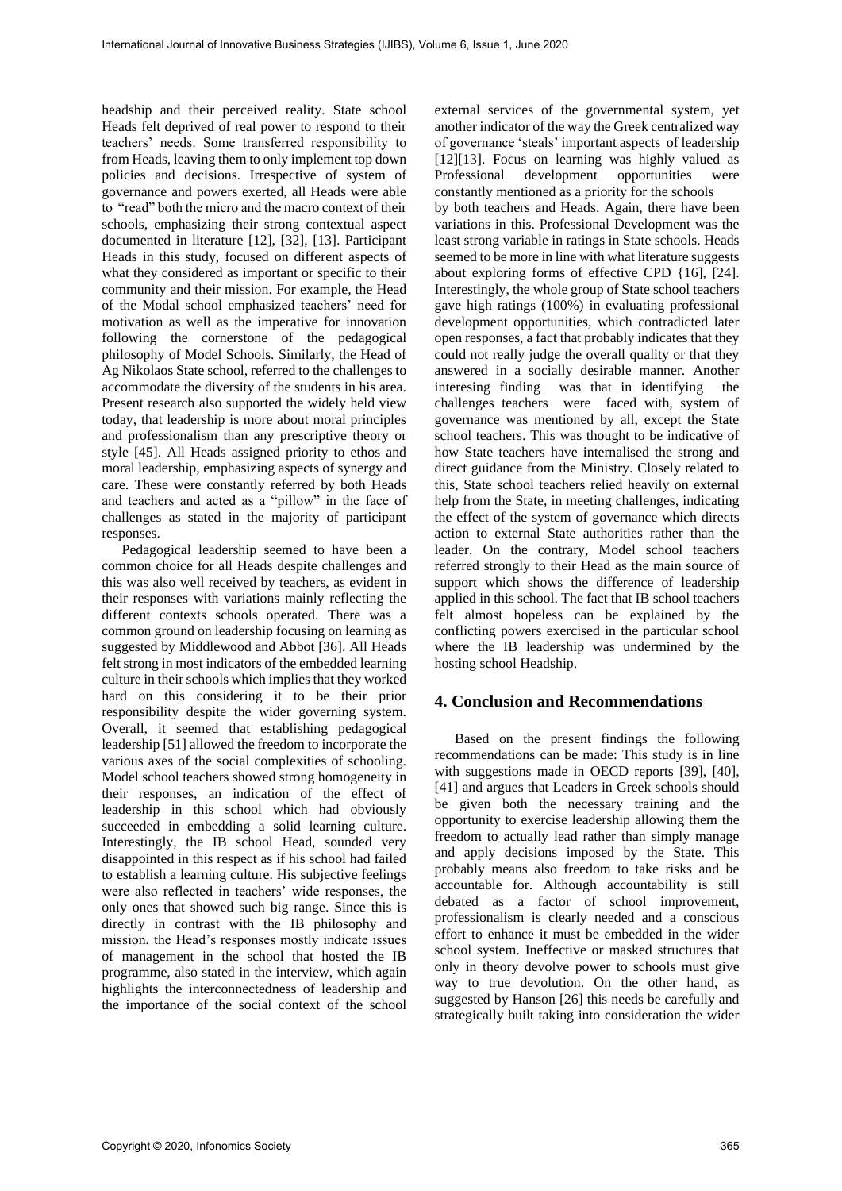headship and their perceived reality. State school Heads felt deprived of real power to respond to their teachers' needs. Some transferred responsibility to from Heads, leaving them to only implement top down policies and decisions. Irrespective of system of governance and powers exerted, all Heads were able to "read" both the micro and the macro context of their schools, emphasizing their strong contextual aspect documented in literature [12], [32], [13]. Participant Heads in this study, focused on different aspects of what they considered as important or specific to their community and their mission. For example, the Head of the Modal school emphasized teachers' need for motivation as well as the imperative for innovation following the cornerstone of the pedagogical philosophy of Model Schools. Similarly, the Head of Ag Nikolaos State school, referred to the challenges to accommodate the diversity of the students in his area. Present research also supported the widely held view today, that leadership is more about moral principles and professionalism than any prescriptive theory or style [45]. All Heads assigned priority to ethos and moral leadership, emphasizing aspects of synergy and care. These were constantly referred by both Heads and teachers and acted as a "pillow" in the face of challenges as stated in the majority of participant responses.

Pedagogical leadership seemed to have been a common choice for all Heads despite challenges and this was also well received by teachers, as evident in their responses with variations mainly reflecting the different contexts schools operated. There was a common ground on leadership focusing on learning as suggested by Middlewood and Abbot [36]. All Heads felt strong in most indicators of the embedded learning culture in their schools which implies that they worked hard on this considering it to be their prior responsibility despite the wider governing system. Overall, it seemed that establishing pedagogical leadership [51] allowed the freedom to incorporate the various axes of the social complexities of schooling. Model school teachers showed strong homogeneity in their responses, an indication of the effect of leadership in this school which had obviously succeeded in embedding a solid learning culture. Interestingly, the IB school Head, sounded very disappointed in this respect as if his school had failed to establish a learning culture. His subjective feelings were also reflected in teachers' wide responses, the only ones that showed such big range. Since this is directly in contrast with the IB philosophy and mission, the Head's responses mostly indicate issues of management in the school that hosted the IB programme, also stated in the interview, which again highlights the interconnectedness of leadership and the importance of the social context of the school external services of the governmental system, yet another indicator of the way the Greek centralized way of governance 'steals' important aspects of leadership [12][13]. Focus on learning was highly valued as Professional development opportunities were constantly mentioned as a priority for the schools by both teachers and Heads. Again, there have been variations in this. Professional Development was the least strong variable in ratings in State schools. Heads seemed to be more in line with what literature suggests about exploring forms of effective CPD {16], [24]. Interestingly, the whole group of State school teachers gave high ratings (100%) in evaluating professional development opportunities, which contradicted later open responses, a fact that probably indicates that they could not really judge the overall quality or that they answered in a socially desirable manner. Another interesing finding was that in identifying the challenges teachers were faced with, system of governance was mentioned by all, except the State school teachers. This was thought to be indicative of how State teachers have internalised the strong and direct guidance from the Ministry. Closely related to this, State school teachers relied heavily on external help from the State, in meeting challenges, indicating the effect of the system of governance which directs action to external State authorities rather than the leader. On the contrary, Model school teachers referred strongly to their Head as the main source of support which shows the difference of leadership applied in this school. The fact that IB school teachers felt almost hopeless can be explained by the conflicting powers exercised in the particular school where the IB leadership was undermined by the hosting school Headship.

## 4. Conclusion and Recommendations

Based on the present findings the following recommendations can be made: This study is in line with suggestions made in OECD reports [39], [40], [41] and argues that Leaders in Greek schools should be given both the necessary training and the opportunity to exercise leadership allowing them the freedom to actually lead rather than simply manage and apply decisions imposed by the State. This probably means also freedom to take risks and be accountable for. Although accountability is still debated as a factor of school improvement, professionalism is clearly needed and a conscious effort to enhance it must be embedded in the wider school system. Ineffective or masked structures that only in theory devolve power to schools must give way to true devolution. On the other hand, as suggested by Hanson [26] this needs be carefully and strategically built taking into consideration the wider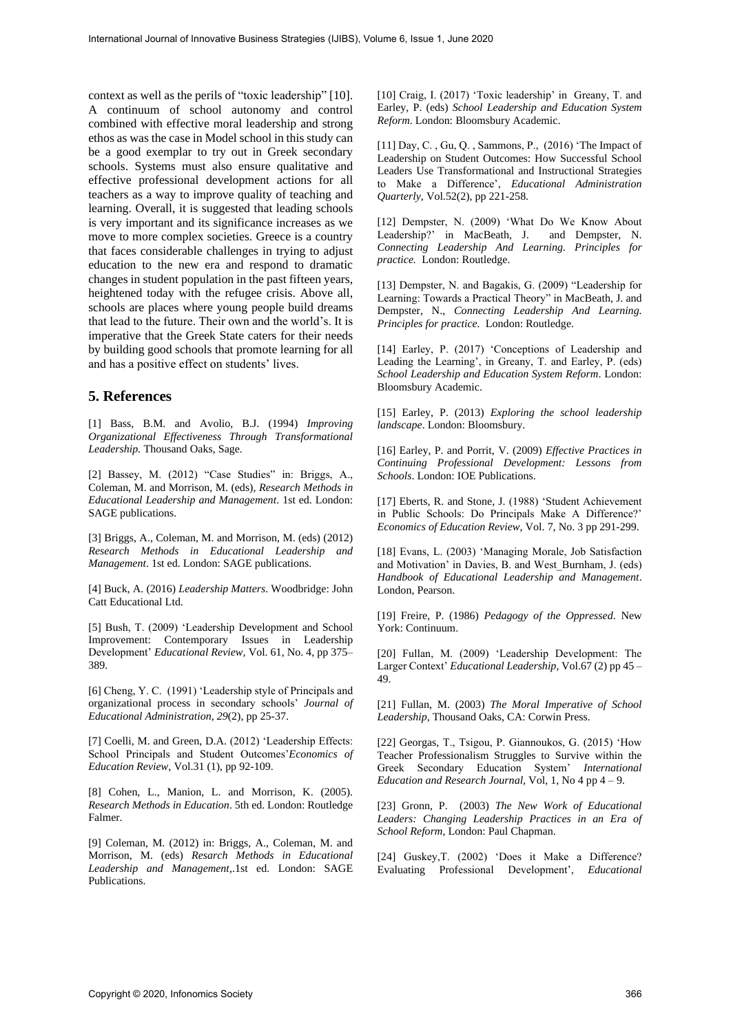context as well as the perils of "toxic leadership" [10]. A continuum of school autonomy and control combined with effective moral leadership and strong ethos as was the case in Model school in this study can be a good exemplar to try out in Greek secondary schools. Systems must also ensure qualitative and effective professional development actions for all teachers as a way to improve quality of teaching and learning. Overall, it is suggested that leading schools is very important and its significance increases as we move to more complex societies. Greece is a country that faces considerable challenges in trying to adjust education to the new era and respond to dramatic changes in student population in the past fifteen years, heightened today with the refugee crisis. Above all, schools are places where young people build dreams that lead to the future. Their own and the world's. It is imperative that the Greek State caters for their needs by building good schools that promote learning for all and has a positive effect on students' lives.

## 5. References

[1] Bass, B.M. and Avolio, B.J. (1994) *Improving Organizational Effectiveness Through Transformational Leadership.* Thousand Oaks, Sage.

[2] Bassey, M. (2012) "Case Studies" in: Briggs, A., Coleman, M. and Morrison, M. (eds), *Research Methods in Educational Leadership and Management*. 1st ed. London: SAGE publications.

[3] Briggs, A., Coleman, M. and Morrison, M. (eds) (2012) *Research Methods in Educational Leadership and Management*. 1st ed. London: SAGE publications.

[4] Buck, A. (2016) *Leadership Matters*. Woodbridge: John Catt Educational Ltd.

[5] Bush, T. (2009) 'Leadership Development and School Improvement: Contemporary Issues in Leadership Development' *Educational Review*, Vol. 61, No. 4, pp 375–389.

[6] Cheng, Y. C. (1991) 'Leadership style of Principals and organizational process in secondary schools' *Journal of Educational Administration, 29*(2), pp 25-37.

[7] Coelli, M. and Green, D.A. (2012) 'Leadership Effects: School Principals and Student Outcomes'*Economics of Education Review*, Vol.31 (1), pp 92-109.

[8] Cohen, L., Manion, L. and Morrison, K. (2005). *Research Methods in Education*. 5th ed. London: Routledge Falmer.

[9] Coleman, M. (2012) in: Briggs, A., Coleman, M. and Morrison, M. (eds) *Resarch Methods in Educational Leadership and Management*,.1st ed. London: SAGE Publications.

[10] Craig, I. (2017) 'Toxic leadership' in Greany, T. and Earley, P. (eds) *School Leadership and Education System Reform*. London: Bloomsbury Academic.

[11] Day, C. , Gu, Q. , Sammons, P., (2016) 'The Impact of Leadership on Student Outcomes: How Successful School Leaders Use Transformational and Instructional Strategies to Make a Difference', *Educational Administration Quarterly*, Vol.52(2), pp 221-258.

[12] Dempster, N. (2009) 'What Do We Know About Leadership?' in MacBeath, J. and Dempster, N. *Connecting Leadership And Learning. Principles for practice.* London: Routledge.

[13] Dempster, N. and Bagakis, G. (2009) "Leadership for Learning: Towards a Practical Theory" in MacBeath, J. and Dempster, N., *Connecting Leadership And Learning. Principles for practice.* London: Routledge.

[14] Earley, P. (2017) 'Conceptions of Leadership and Leading the Learning', in Greany, T. and Earley, P. (eds) *School Leadership and Education System Reform*. London: Bloomsbury Academic.

[15] Earley, P. (2013) *Exploring the school leadership landscape*. London: Bloomsbury.

[16] Earley, P. and Porrit, V. (2009) *Effective Practices in Continuing Professional Development: Lessons from Schools*. London: IOE Publications.

[17] Eberts, R. and Stone, J. (1988) 'Student Achievement in Public Schools: Do Principals Make A Difference?' *Economics of Education Review*, Vol. 7, No. 3 pp 291-299.

[18] Evans, L. (2003) 'Managing Morale, Job Satisfaction and Motivation' in Davies, B. and West_Burnham, J. (eds) *Handbook of Educational Leadership and Management*. London, Pearson.

[19] Freire, P. (1986) *Pedagogy of the Oppressed*. New York: Continuum.

[20] Fullan, M. (2009) 'Leadership Development: The Larger Context' *Educational Leadership*, Vol.67 (2) pp 45 – 49.

[21] Fullan, M. (2003) *The Moral Imperative of School Leadership*, Thousand Oaks, CA: Corwin Press.

[22] Georgas, T., Tsigou, P. Giannoukos, G. (2015) 'How Teacher Professionalism Struggles to Survive within the Greek Secondary Education System' *International Education and Research Journal*, Vol, 1, No 4 pp 4 – 9.

[23] Gronn, P. (2003) *The New Work of Educational Leaders: Changing Leadership Practices in an Era of School Reform*, London: Paul Chapman.

[24] Guskey,T. (2002) 'Does it Make a Difference? Evaluating Professional Development', *Educational*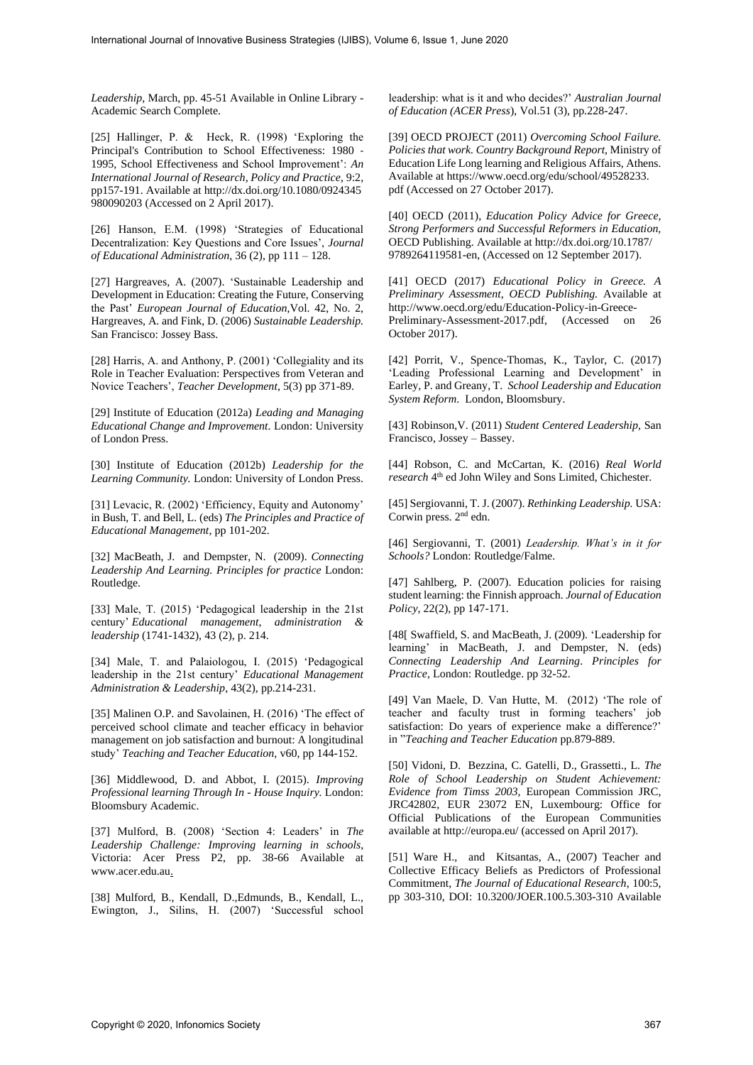*Leadership*, March, pp. 45-51 Available in Online Library - Academic Search Complete.

[25] Hallinger, P. & Heck, R. (1998) 'Exploring the Principal's Contribution to School Effectiveness: 1980 - 1995, School Effectiveness and School Improvement': *An International Journal of Research, Policy and Practice*, 9:2, pp157-191. Available at http://dx.doi.org/10.1080/0924345 980090203 (Accessed on 2 April 2017).

[26] Hanson, E.M. (1998) 'Strategies of Educational Decentralization: Key Questions and Core Issues', *Journal of Educational Administration*, 36 (2), pp 111 – 128.

[27] Hargreaves, A. (2007). 'Sustainable Leadership and Development in Education: Creating the Future, Conserving the Past' *European Journal of Education*,Vol. 42, No. 2, Hargreaves, A. and Fink, D. (2006) *Sustainable Leadership.* San Francisco: Jossey Bass.

[28] Harris, A. and Anthony, P. (2001) 'Collegiality and its Role in Teacher Evaluation: Perspectives from Veteran and Novice Teachers', *Teacher Development*, 5(3) pp 371-89.

[29] Institute of Education (2012a) *Leading and Managing Educational Change and Improvement*. London: University of London Press.

[30] Institute of Education (2012b) *Leadership for the Learning Community.* London: University of London Press.

[31] Levacic, R. (2002) 'Efficiency, Equity and Autonomy' in Bush, T. and Bell, L. (eds) *The Principles and Practice of Educational Management*, pp 101-202.

[32] MacBeath, J. and Dempster, N. (2009). *Connecting Leadership And Learning. Principles for practice* London: Routledge.

[33] Male, T. (2015) 'Pedagogical leadership in the 21st century' *Educational management, administration & leadership* (1741-1432), 43 (2), p. 214.

[34] Male, T. and Palaiologou, I. (2015) 'Pedagogical leadership in the 21st century' *Educational Management Administration & Leadership*, 43(2), pp.214-231.

[35] Malinen O.P. and Savolainen, H. (2016) 'The effect of perceived school climate and teacher efficacy in behavior management on job satisfaction and burnout: A longitudinal study' *Teaching and Teacher Education*, v60, pp 144-152.

[36] Middlewood, D. and Abbot, I. (2015). *Improving Professional learning Through In - House Inquiry.* London: Bloomsbury Academic.

[37] Mulford, B. (2008) 'Section 4: Leaders' in *The Leadership Challenge: Improving learning in schools*, Victoria: Acer Press P2, pp. 38-66 Available at www.acer.edu.au.

[38] Mulford, B., Kendall, D.,Edmunds, B., Kendall, L., Ewington, J., Silins, H. (2007) 'Successful school leadership: what is it and who decides?' *Australian Journal of Education (ACER Press*), Vol.51 (3), pp.228-247.

[39] OECD PROJECT (2011) *Overcoming School Failure. Policies that work. Country Background Report*, Ministry of Education Life Long learning and Religious Affairs, Athens. Available at https://www.oecd.org/edu/school/49528233. pdf (Accessed on 27 October 2017).

[40] OECD (2011), *Education Policy Advice for Greece, Strong Performers and Successful Reformers in Education,* OECD Publishing. Available at http://dx.doi.org/10.1787/ 9789264119581-en, (Accessed on 12 September 2017).

[41] OECD (2017) *Educational Policy in Greece. A Preliminary Assessment, OECD Publishing.* Available at http://www.oecd.org/edu/Education-Policy-in-Greece-Preliminary-Assessment-2017.pdf, (Accessed on 26 October 2017).

[42] Porrit, V., Spence-Thomas, K., Taylor, C. (2017) 'Leading Professional Learning and Development' in Earley, P. and Greany, T. *School Leadership and Education System Reform*. London, Bloomsbury.

[43] Robinson,V. (2011) *Student Centered Leadership*, San Francisco, Jossey – Bassey.

[44] Robson, C. and McCartan, K. (2016) *Real World research* 4th ed John Wiley and Sons Limited, Chichester.

[45] Sergiovanni, T. J. (2007). *Rethinking Leadership.* USA: Corwin press. 2nd edn.

[46] Sergiovanni, T. (2001) *Leadership. What's in it for Schools?* London: Routledge/Falme.

[47] Sahlberg, P. (2007). Education policies for raising student learning: the Finnish approach. *Journal of Education Policy*, 22(2), pp 147-171.

[48[ Swaffield, S. and MacBeath, J. (2009). 'Leadership for learning' in MacBeath, J. and Dempster, N. (eds) *Connecting Leadership And Learning*. *Principles for Practice*, London: Routledge. pp 32-52.

[49] Van Maele, D. Van Hutte, M. (2012) 'The role of teacher and faculty trust in forming teachers' job satisfaction: Do years of experience make a difference?' in "*Teaching and Teacher Education* pp.879-889.

[50] Vidoni, D. Bezzina, C. Gatelli, D., Grassetti., L. *The Role of School Leadership on Student Achievement: Evidence from Timss 2003*, European Commission JRC, JRC42802, EUR 23072 EN, Luxembourg: Office for Official Publications of the European Communities available at http://europa.eu/ (accessed on April 2017).

[51] Ware H., and Kitsantas, A., (2007) Teacher and Collective Efficacy Beliefs as Predictors of Professional Commitment, *The Journal of Educational Research*, 100:5, pp 303-310, DOI: 10.3200/JOER.100.5.303-310 Available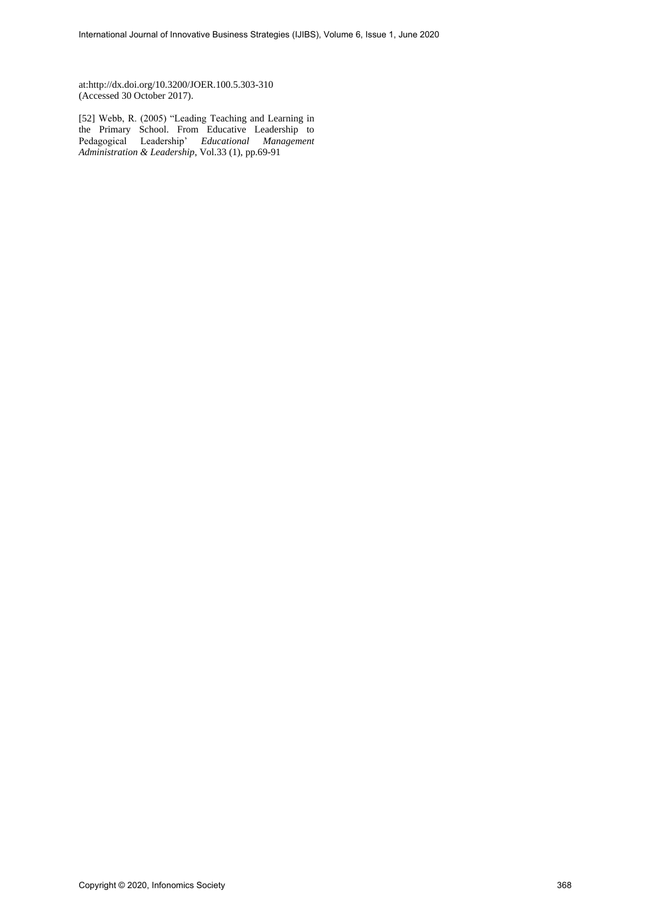at:http://dx.doi.org/10.3200/JOER.100.5.303-310 (Accessed 30 October 2017).

[52] Webb, R. (2005) "Leading Teaching and Learning in the Primary School. From Educative Leadership to Pedagogical Leadership' *Educational Management Administration & Leadership*, Vol.33 (1), pp.69-91